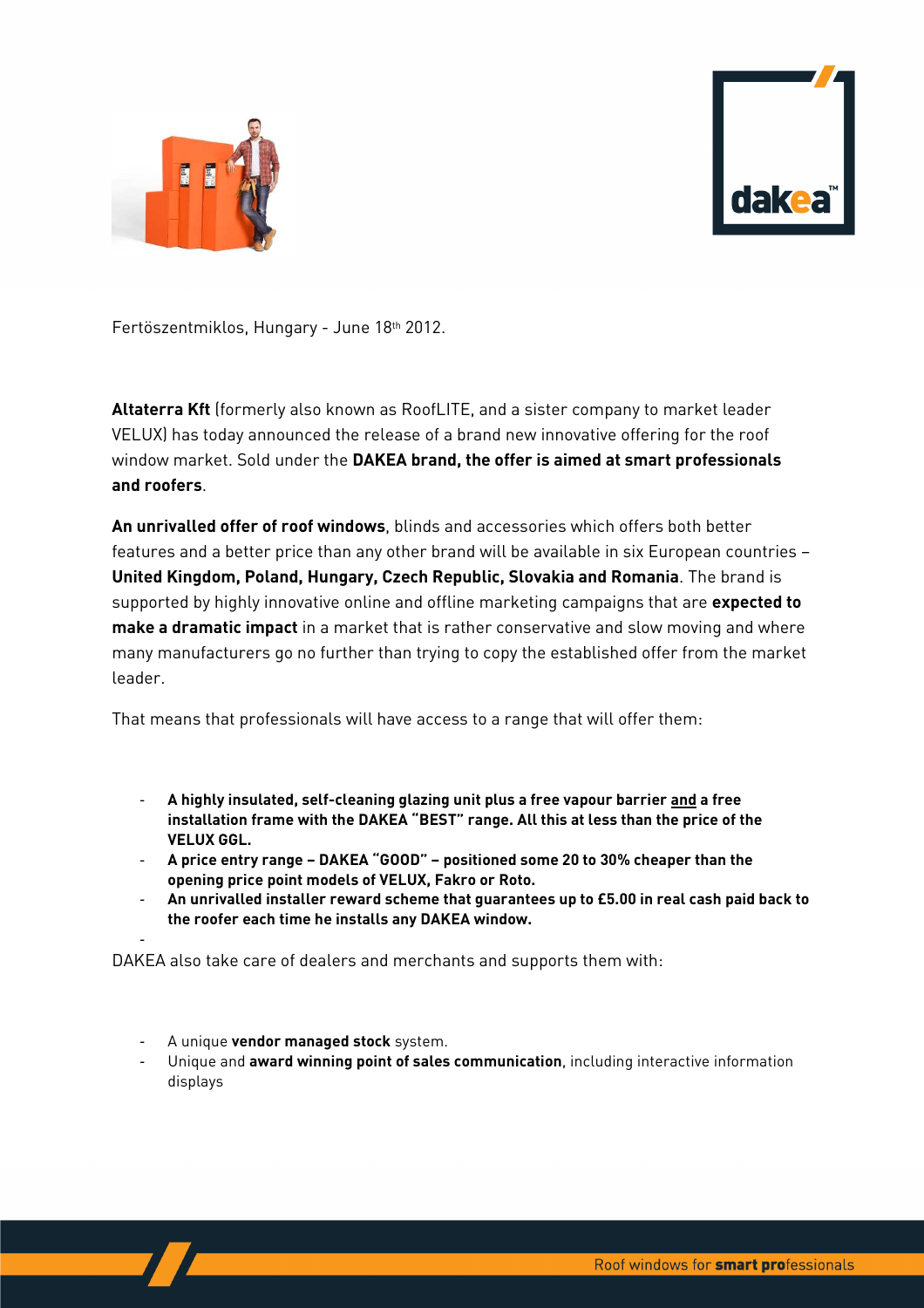Fertöszentmiklos, Hungary - June 18th 2012.

**Altaterra Kft** (formerly also known as RoofLITE, and a sister company to market leader VELUX) has today announced the release of a brand new innovative offering for the roof window market. Sold under the **DAKEA brand, the offer is aimed at smart professionals and roofers**.

**An unrivalled offer of roof windows**, blinds and accessories which offers both better features and a better price than any other brand will be available in six European countries – **United Kingdom, Poland, Hungary, Czech Republic, Slovakia and Romania**. The brand is supported by highly innovative online and offline marketing campaigns that are **expected to make a dramatic impact** in a market that is rather conservative and slow moving and where many manufacturers go no further than trying to copy the established offer from the market leader.

That means that professionals will have access to a range that will offer them:

- **A highly insulated, self-cleaning glazing unit plus a free vapour barrier and a free installation frame with the DAKEA "BEST" range. All this at less than the price of the VELUX GGL.**
- **A price entry range – DAKEA "GOOD" – positioned some 20 to 30% cheaper than the opening price point models of VELUX, Fakro or Roto.**
- **An unrivalled installer reward scheme that guarantees up to £5.00 in real cash paid back to the roofer each time he installs any DAKEA window.**

DAKEA also take care of dealers and merchants and supports them with:

- A unique **vendor managed stock** system.
- Unique and **award winning point of sales communication**, including interactive information displays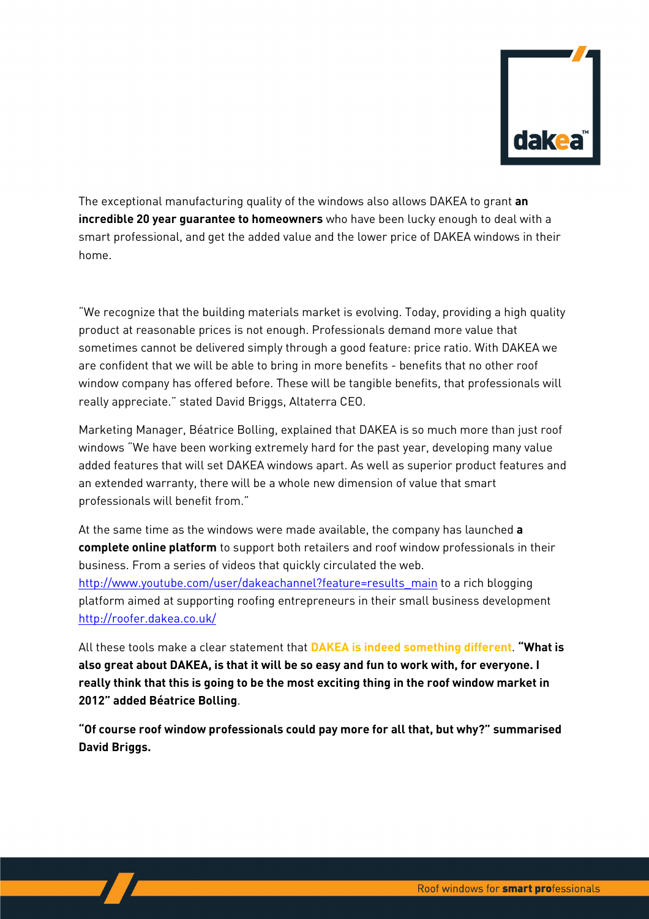The exceptional manufacturing quality of the windows also allows DAKEA to grant **an incredible 20 year guarantee to homeowners** who have been lucky enough to deal with a smart professional, and get the added value and the lower price of DAKEA windows in their home.

"We recognize that the building materials market is evolving. Today, providing a high quality product at reasonable prices is not enough. Professionals demand more value that sometimes cannot be delivered simply through a good feature: price ratio. With DAKEA we are confident that we will be able to bring in more benefits - benefits that no other roof window company has offered before. These will be tangible benefits, that professionals will really appreciate." stated David Briggs, Altaterra CEO.

Marketing Manager, Béatrice Bolling, explained that DAKEA is so much more than just roof windows "We have been working extremely hard for the past year, developing many value added features that will set DAKEA windows apart. As well as superior product features and an extended warranty, there will be a whole new dimension of value that smart professionals will benefit from."

At the same time as the windows were made available, the company has launched **a complete online platform** to support both retailers and roof window professionals in their business. From a series of videos that quickly circulated the web. http://www.youtube.com/user/dakeachannel?feature=results_main to a rich blogging platform aimed at supporting roofing entrepreneurs in their small business development http://roofer.dakea.co.uk/

All these tools make a clear statement that **DAKEA is indeed something different**. **"What is also great about DAKEA, is that it will be so easy and fun to work with, for everyone. I really think that this is going to be the most exciting thing in the roof window market in 2012" added Béatrice Bolling**.

**"Of course roof window professionals could pay more for all that, but why?" summarised David Briggs.**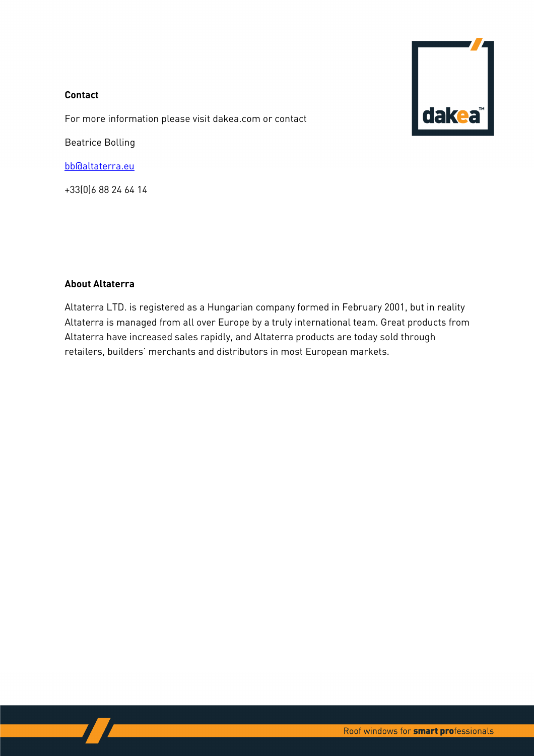**Contact**

For more information please visit dakea.com or contact

Beatrice Bolling

bb@altaterra.eu

+33(0)6 88 24 64 14

**About Altaterra**

Altaterra LTD. is registered as a Hungarian company formed in February 2001, but in reality Altaterra is managed from all over Europe by a truly international team. Great products from Altaterra have increased sales rapidly, and Altaterra products are today sold through retailers, builders' merchants and distributors in most European markets.